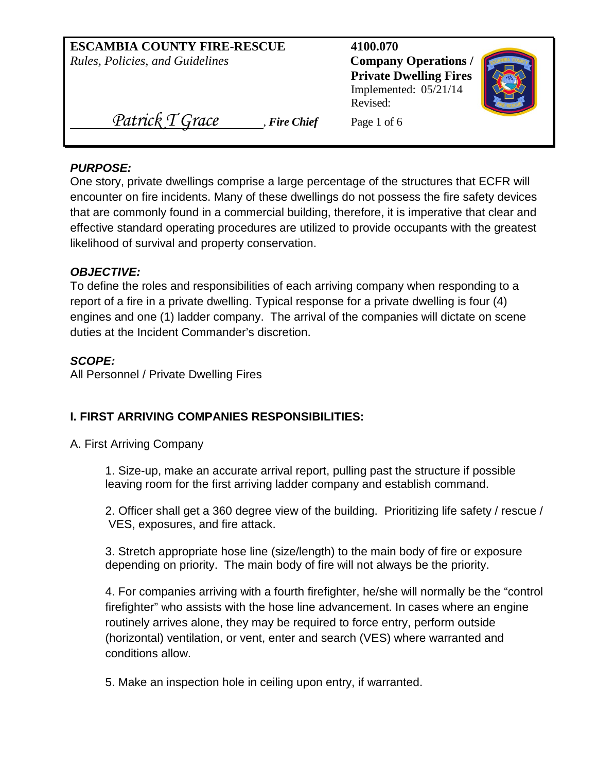**ESCAMBIA COUNTY FIRE-RESCUE**
*Rules, Policies, and Guidelines*

**4100.070**
**Company Operations / Private Dwelling Fires**
Implemented: 05/21/14
Revised:

*Patrick T Grace*, ***Fire Chief***

### *PURPOSE:*

One story, private dwellings comprise a large percentage of the structures that ECFR will encounter on fire incidents. Many of these dwellings do not possess the fire safety devices that are commonly found in a commercial building, therefore, it is imperative that clear and effective standard operating procedures are utilized to provide occupants with the greatest likelihood of survival and property conservation.

### *OBJECTIVE:*

To define the roles and responsibilities of each arriving company when responding to a report of a fire in a private dwelling. Typical response for a private dwelling is four (4) engines and one (1) ladder company. The arrival of the companies will dictate on scene duties at the Incident Commander's discretion.

### *SCOPE:*

All Personnel / Private Dwelling Fires

## I. FIRST ARRIVING COMPANIES RESPONSIBILITIES:

A. First Arriving Company

1. Size-up, make an accurate arrival report, pulling past the structure if possible leaving room for the first arriving ladder company and establish command.

2. Officer shall get a 360 degree view of the building. Prioritizing life safety / rescue / VES, exposures, and fire attack.

3. Stretch appropriate hose line (size/length) to the main body of fire or exposure depending on priority. The main body of fire will not always be the priority.

4. For companies arriving with a fourth firefighter, he/she will normally be the "control firefighter" who assists with the hose line advancement. In cases where an engine routinely arrives alone, they may be required to force entry, perform outside (horizontal) ventilation, or vent, enter and search (VES) where warranted and conditions allow.

5. Make an inspection hole in ceiling upon entry, if warranted.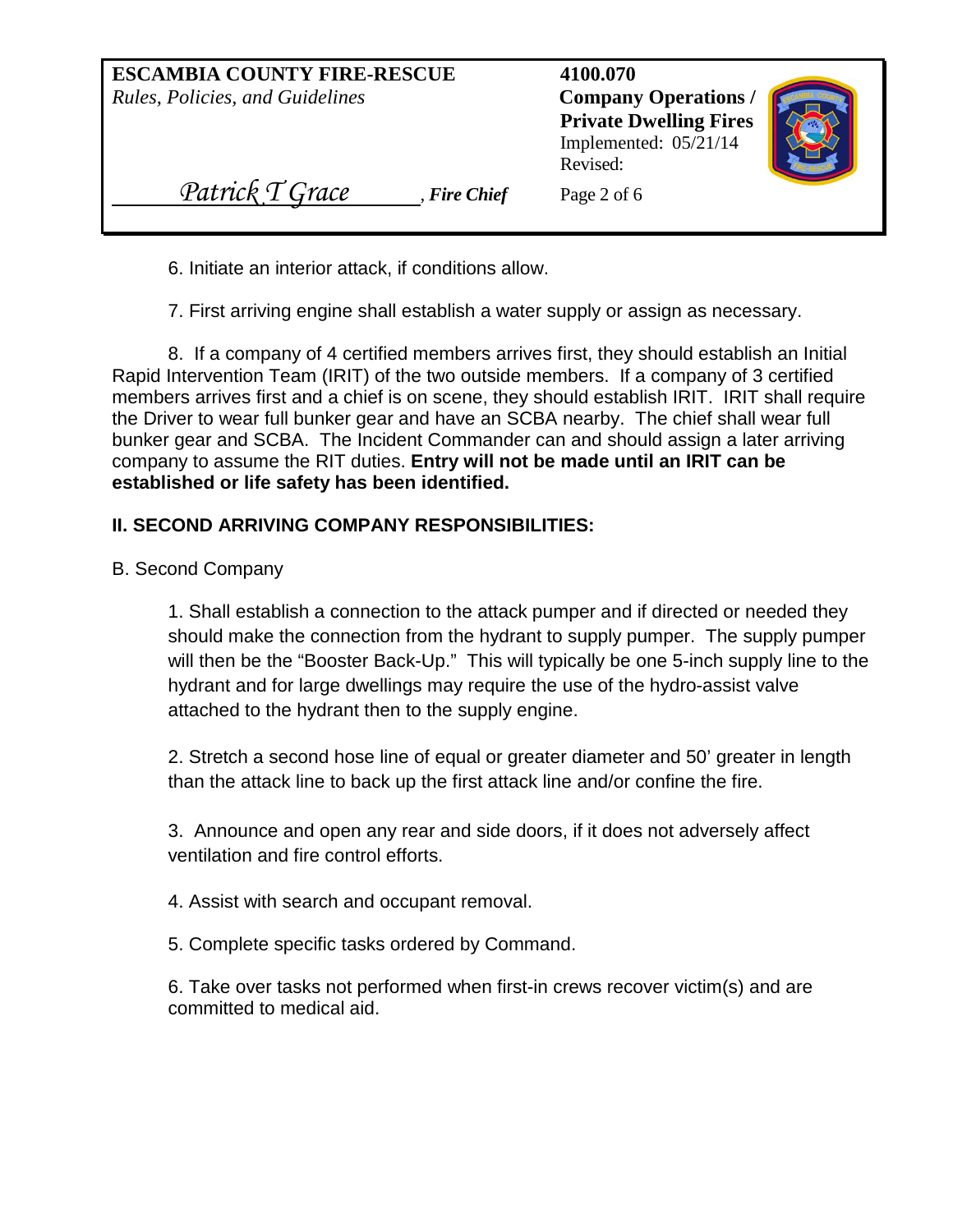6. Initiate an interior attack, if conditions allow.

7. First arriving engine shall establish a water supply or assign as necessary.

8. If a company of 4 certified members arrives first, they should establish an Initial Rapid Intervention Team (IRIT) of the two outside members. If a company of 3 certified members arrives first and a chief is on scene, they should establish IRIT. IRIT shall require the Driver to wear full bunker gear and have an SCBA nearby. The chief shall wear full bunker gear and SCBA. The Incident Commander can and should assign a later arriving company to assume the RIT duties. **Entry will not be made until an IRIT can be established or life safety has been identified.**

## II. SECOND ARRIVING COMPANY RESPONSIBILITIES:

B. Second Company

1. Shall establish a connection to the attack pumper and if directed or needed they should make the connection from the hydrant to supply pumper. The supply pumper will then be the "Booster Back-Up." This will typically be one 5-inch supply line to the hydrant and for large dwellings may require the use of the hydro-assist valve attached to the hydrant then to the supply engine.

2. Stretch a second hose line of equal or greater diameter and 50' greater in length than the attack line to back up the first attack line and/or confine the fire.

3. Announce and open any rear and side doors, if it does not adversely affect ventilation and fire control efforts.

4. Assist with search and occupant removal.

5. Complete specific tasks ordered by Command.

6. Take over tasks not performed when first-in crews recover victim(s) and are committed to medical aid.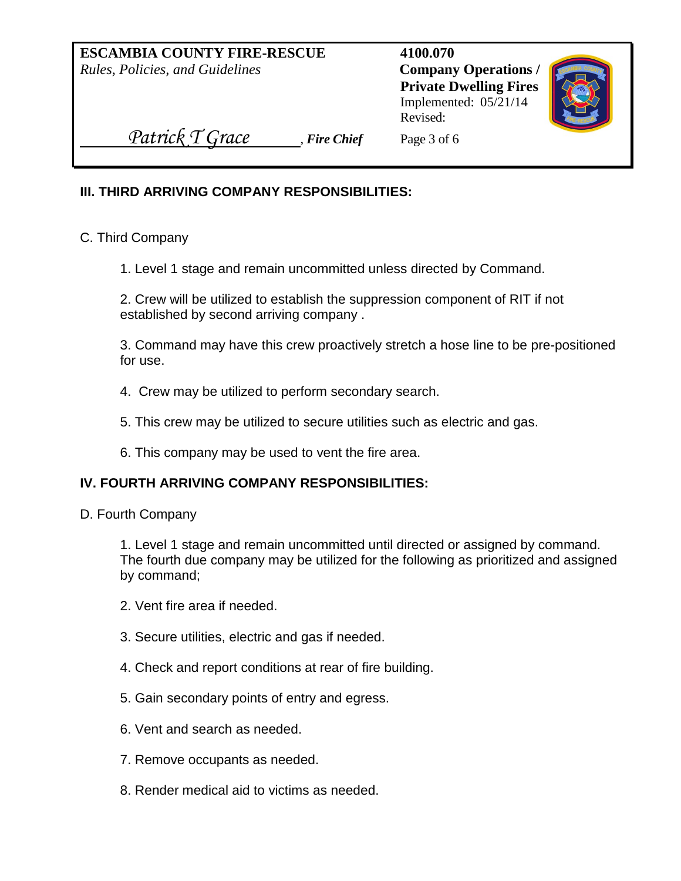## III. THIRD ARRIVING COMPANY RESPONSIBILITIES:

C. Third Company

1. Level 1 stage and remain uncommitted unless directed by Command.

2. Crew will be utilized to establish the suppression component of RIT if not established by second arriving company .

3. Command may have this crew proactively stretch a hose line to be pre-positioned for use.

4. Crew may be utilized to perform secondary search.

5. This crew may be utilized to secure utilities such as electric and gas.

6. This company may be used to vent the fire area.

## IV. FOURTH ARRIVING COMPANY RESPONSIBILITIES:

D. Fourth Company

1. Level 1 stage and remain uncommitted until directed or assigned by command. The fourth due company may be utilized for the following as prioritized and assigned by command;

2. Vent fire area if needed.

3. Secure utilities, electric and gas if needed.

4. Check and report conditions at rear of fire building.

5. Gain secondary points of entry and egress.

6. Vent and search as needed.

7. Remove occupants as needed.

8. Render medical aid to victims as needed.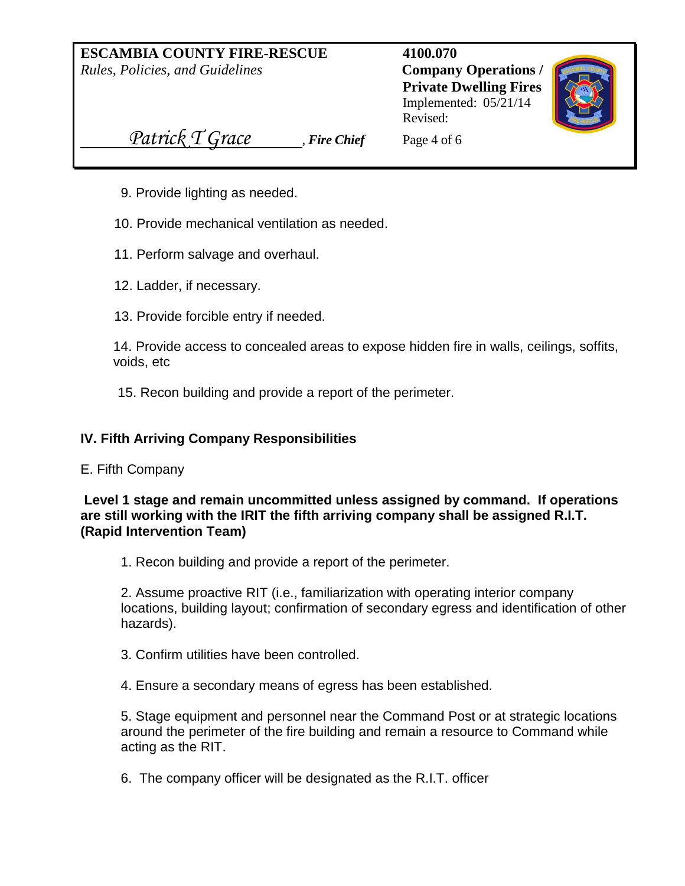9. Provide lighting as needed.

10. Provide mechanical ventilation as needed.

11. Perform salvage and overhaul.

12. Ladder, if necessary.

13. Provide forcible entry if needed.

14. Provide access to concealed areas to expose hidden fire in walls, ceilings, soffits, voids, etc

15. Recon building and provide a report of the perimeter.

## IV. Fifth Arriving Company Responsibilities

E. Fifth Company

**Level 1 stage and remain uncommitted unless assigned by command. If operations are still working with the IRIT the fifth arriving company shall be assigned R.I.T. (Rapid Intervention Team)**

1. Recon building and provide a report of the perimeter.

2. Assume proactive RIT (i.e., familiarization with operating interior company locations, building layout; confirmation of secondary egress and identification of other hazards).

3. Confirm utilities have been controlled.

4. Ensure a secondary means of egress has been established.

5. Stage equipment and personnel near the Command Post or at strategic locations around the perimeter of the fire building and remain a resource to Command while acting as the RIT.

6. The company officer will be designated as the R.I.T. officer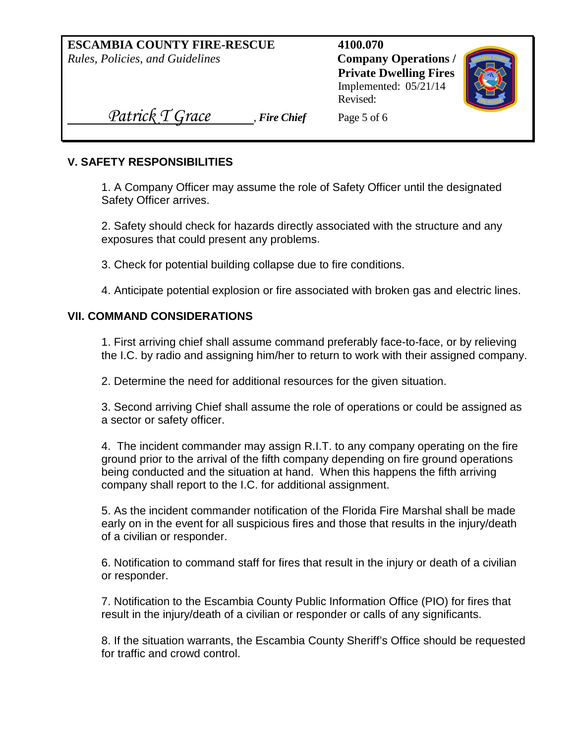## V. SAFETY RESPONSIBILITIES

1. A Company Officer may assume the role of Safety Officer until the designated Safety Officer arrives.

2. Safety should check for hazards directly associated with the structure and any exposures that could present any problems.

3. Check for potential building collapse due to fire conditions.

4. Anticipate potential explosion or fire associated with broken gas and electric lines.

## VII. COMMAND CONSIDERATIONS

1. First arriving chief shall assume command preferably face-to-face, or by relieving the I.C. by radio and assigning him/her to return to work with their assigned company.

2. Determine the need for additional resources for the given situation.

3. Second arriving Chief shall assume the role of operations or could be assigned as a sector or safety officer.

4. The incident commander may assign R.I.T. to any company operating on the fire ground prior to the arrival of the fifth company depending on fire ground operations being conducted and the situation at hand. When this happens the fifth arriving company shall report to the I.C. for additional assignment.

5. As the incident commander notification of the Florida Fire Marshal shall be made early on in the event for all suspicious fires and those that results in the injury/death of a civilian or responder.

6. Notification to command staff for fires that result in the injury or death of a civilian or responder.

7. Notification to the Escambia County Public Information Office (PIO) for fires that result in the injury/death of a civilian or responder or calls of any significants.

8. If the situation warrants, the Escambia County Sheriff's Office should be requested for traffic and crowd control.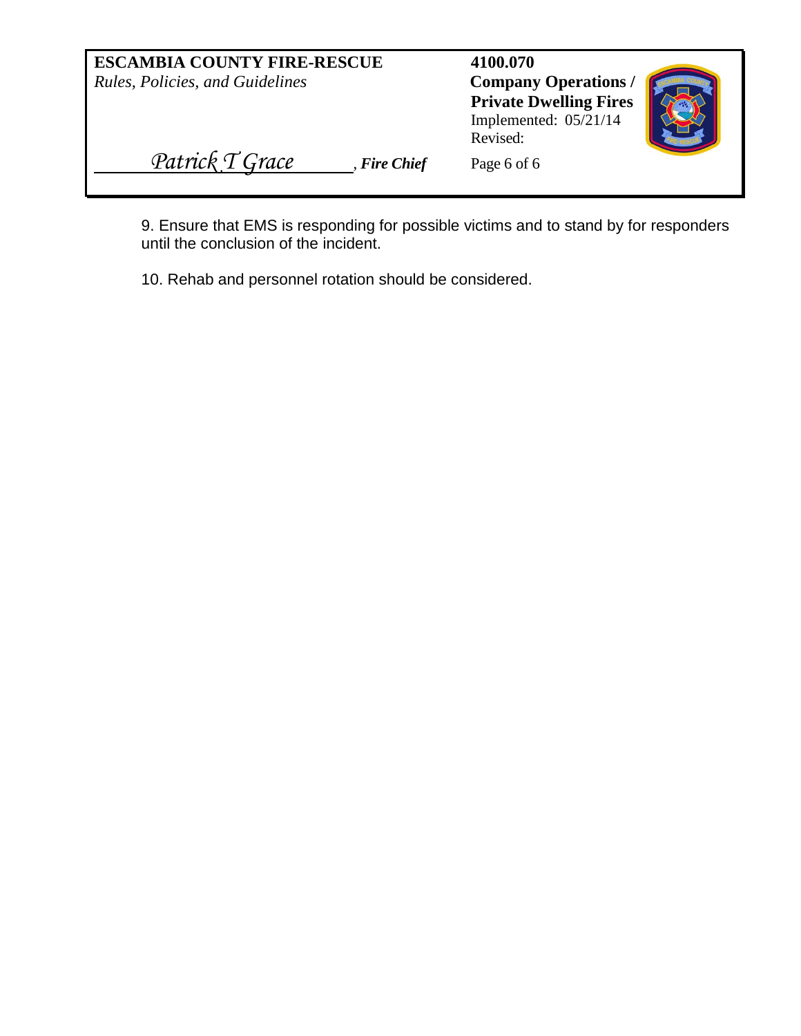9. Ensure that EMS is responding for possible victims and to stand by for responders until the conclusion of the incident.

10. Rehab and personnel rotation should be considered.